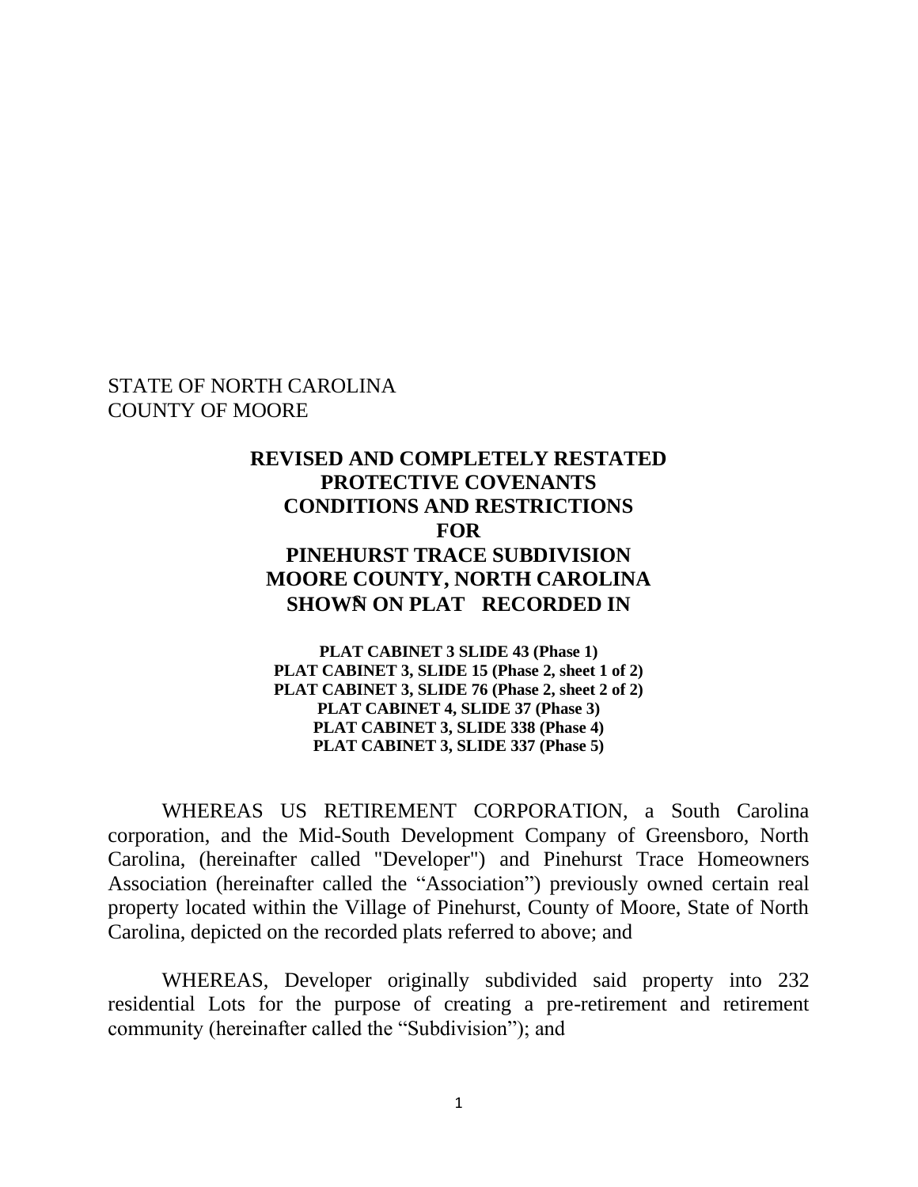STATE OF NORTH CAROLINA
COUNTY OF MOORE

# REVISED AND COMPLETELY RESTATED PROTECTIVE COVENANTS CONDITIONS AND RESTRICTIONS FOR PINEHURST TRACE SUBDIVISION MOORE COUNTY, NORTH CAROLINA SHOWN ON PLAT RECORDED IN

**PLAT CABINET 3 SLIDE 43 (Phase 1)**
**PLAT CABINET 3, SLIDE 15 (Phase 2, sheet 1 of 2)**
**PLAT CABINET 3, SLIDE 76 (Phase 2, sheet 2 of 2)**
**PLAT CABINET 4, SLIDE 37 (Phase 3)**
**PLAT CABINET 3, SLIDE 338 (Phase 4)**
**PLAT CABINET 3, SLIDE 337 (Phase 5)**

WHEREAS US RETIREMENT CORPORATION, a South Carolina corporation, and the Mid-South Development Company of Greensboro, North Carolina, (hereinafter called "Developer") and Pinehurst Trace Homeowners Association (hereinafter called the "Association") previously owned certain real property located within the Village of Pinehurst, County of Moore, State of North Carolina, depicted on the recorded plats referred to above; and

WHEREAS, Developer originally subdivided said property into 232 residential Lots for the purpose of creating a pre-retirement and retirement community (hereinafter called the "Subdivision"); and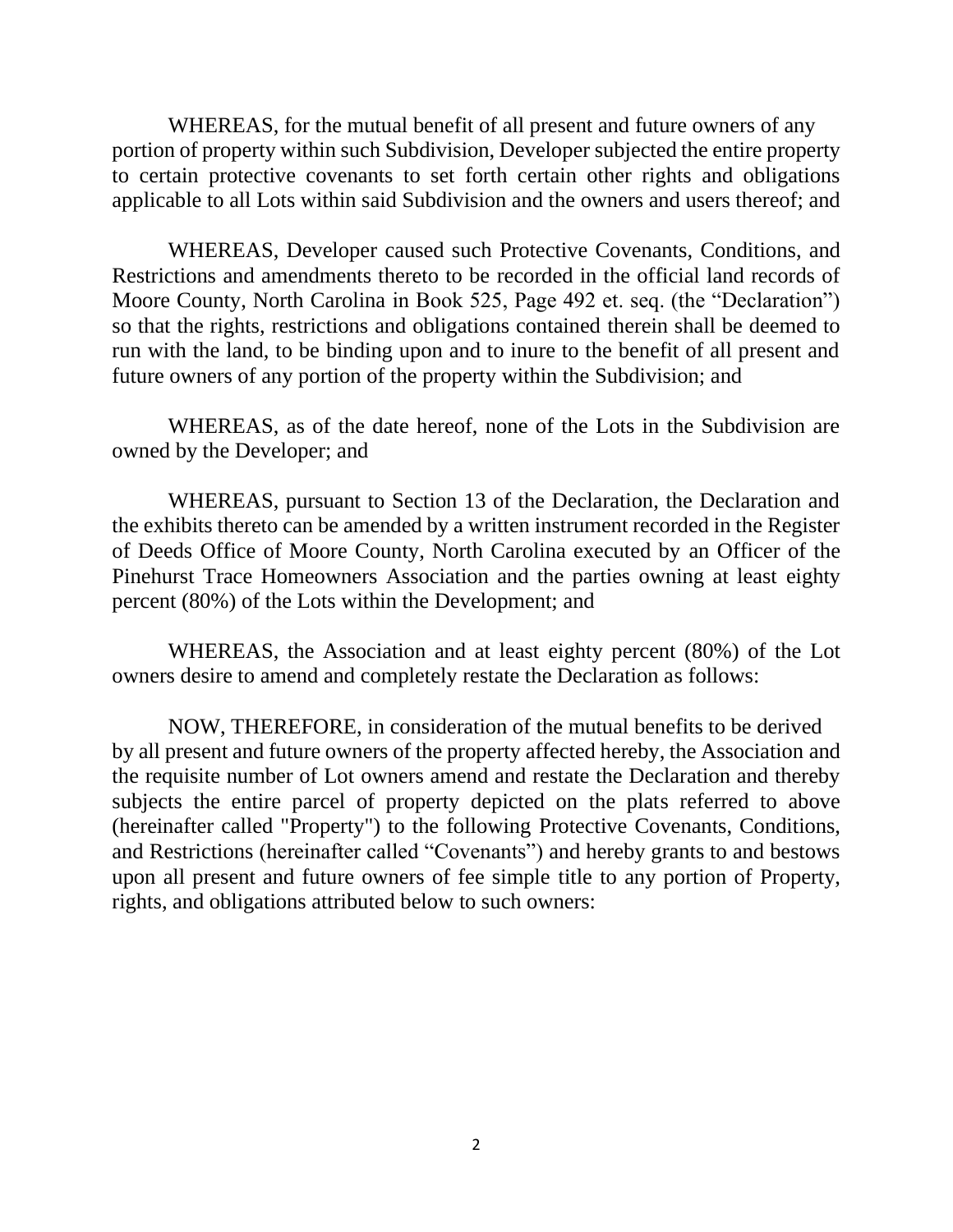WHEREAS, for the mutual benefit of all present and future owners of any portion of property within such Subdivision, Developer subjected the entire property to certain protective covenants to set forth certain other rights and obligations applicable to all Lots within said Subdivision and the owners and users thereof; and

WHEREAS, Developer caused such Protective Covenants, Conditions, and Restrictions and amendments thereto to be recorded in the official land records of Moore County, North Carolina in Book 525, Page 492 et. seq. (the "Declaration") so that the rights, restrictions and obligations contained therein shall be deemed to run with the land, to be binding upon and to inure to the benefit of all present and future owners of any portion of the property within the Subdivision; and

WHEREAS, as of the date hereof, none of the Lots in the Subdivision are owned by the Developer; and

WHEREAS, pursuant to Section 13 of the Declaration, the Declaration and the exhibits thereto can be amended by a written instrument recorded in the Register of Deeds Office of Moore County, North Carolina executed by an Officer of the Pinehurst Trace Homeowners Association and the parties owning at least eighty percent (80%) of the Lots within the Development; and

WHEREAS, the Association and at least eighty percent (80%) of the Lot owners desire to amend and completely restate the Declaration as follows:

NOW, THEREFORE, in consideration of the mutual benefits to be derived by all present and future owners of the property affected hereby, the Association and the requisite number of Lot owners amend and restate the Declaration and thereby subjects the entire parcel of property depicted on the plats referred to above (hereinafter called "Property") to the following Protective Covenants, Conditions, and Restrictions (hereinafter called "Covenants") and hereby grants to and bestows upon all present and future owners of fee simple title to any portion of Property, rights, and obligations attributed below to such owners: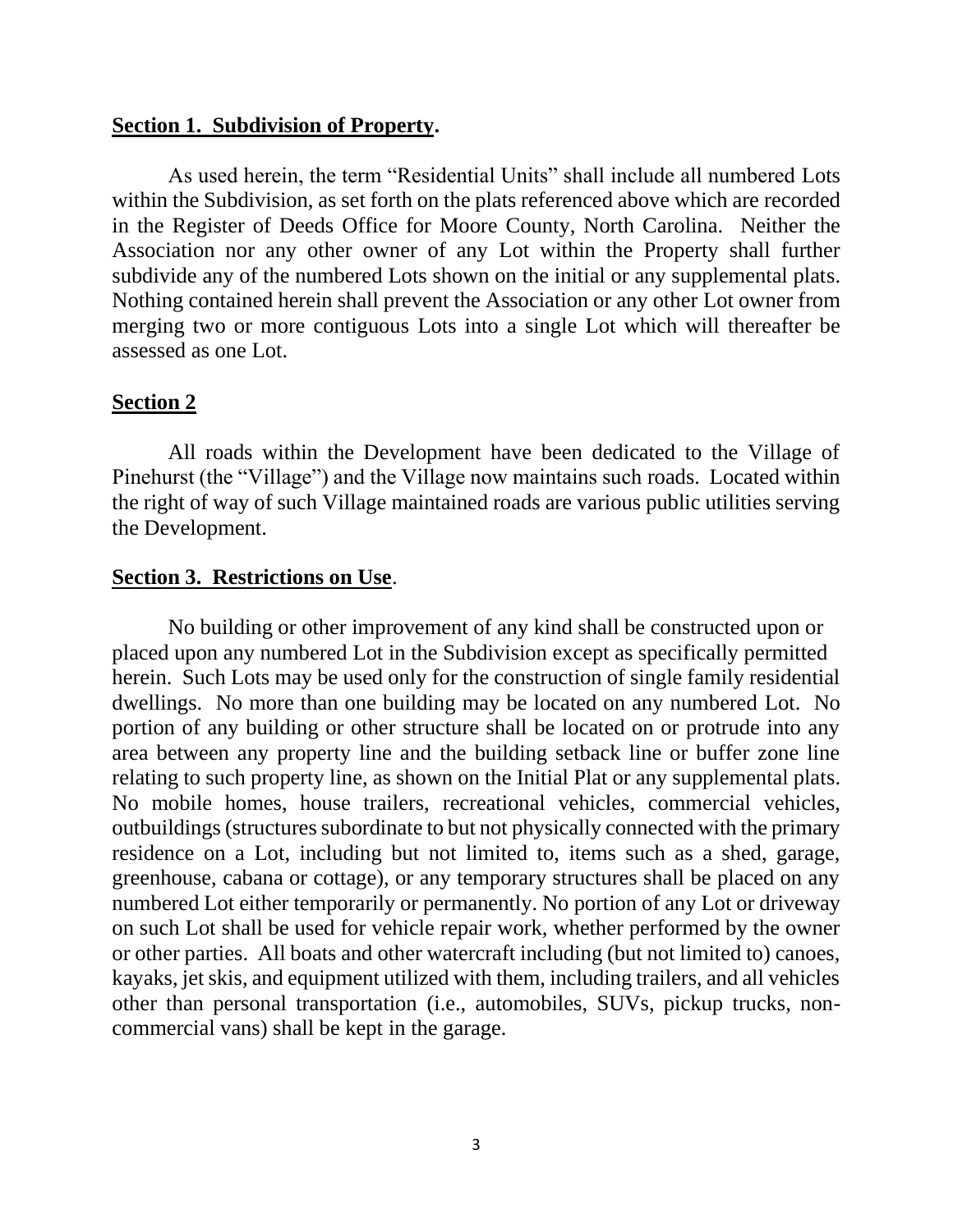**Section 1. Subdivision of Property.**

As used herein, the term "Residential Units" shall include all numbered Lots within the Subdivision, as set forth on the plats referenced above which are recorded in the Register of Deeds Office for Moore County, North Carolina. Neither the Association nor any other owner of any Lot within the Property shall further subdivide any of the numbered Lots shown on the initial or any supplemental plats. Nothing contained herein shall prevent the Association or any other Lot owner from merging two or more contiguous Lots into a single Lot which will thereafter be assessed as one Lot.

**Section 2**

All roads within the Development have been dedicated to the Village of Pinehurst (the "Village") and the Village now maintains such roads. Located within the right of way of such Village maintained roads are various public utilities serving the Development.

**Section 3. Restrictions on Use**.

No building or other improvement of any kind shall be constructed upon or placed upon any numbered Lot in the Subdivision except as specifically permitted herein. Such Lots may be used only for the construction of single family residential dwellings. No more than one building may be located on any numbered Lot. No portion of any building or other structure shall be located on or protrude into any area between any property line and the building setback line or buffer zone line relating to such property line, as shown on the Initial Plat or any supplemental plats. No mobile homes, house trailers, recreational vehicles, commercial vehicles, outbuildings (structures subordinate to but not physically connected with the primary residence on a Lot, including but not limited to, items such as a shed, garage, greenhouse, cabana or cottage), or any temporary structures shall be placed on any numbered Lot either temporarily or permanently. No portion of any Lot or driveway on such Lot shall be used for vehicle repair work, whether performed by the owner or other parties. All boats and other watercraft including (but not limited to) canoes, kayaks, jet skis, and equipment utilized with them, including trailers, and all vehicles other than personal transportation (i.e., automobiles, SUVs, pickup trucks, non-commercial vans) shall be kept in the garage.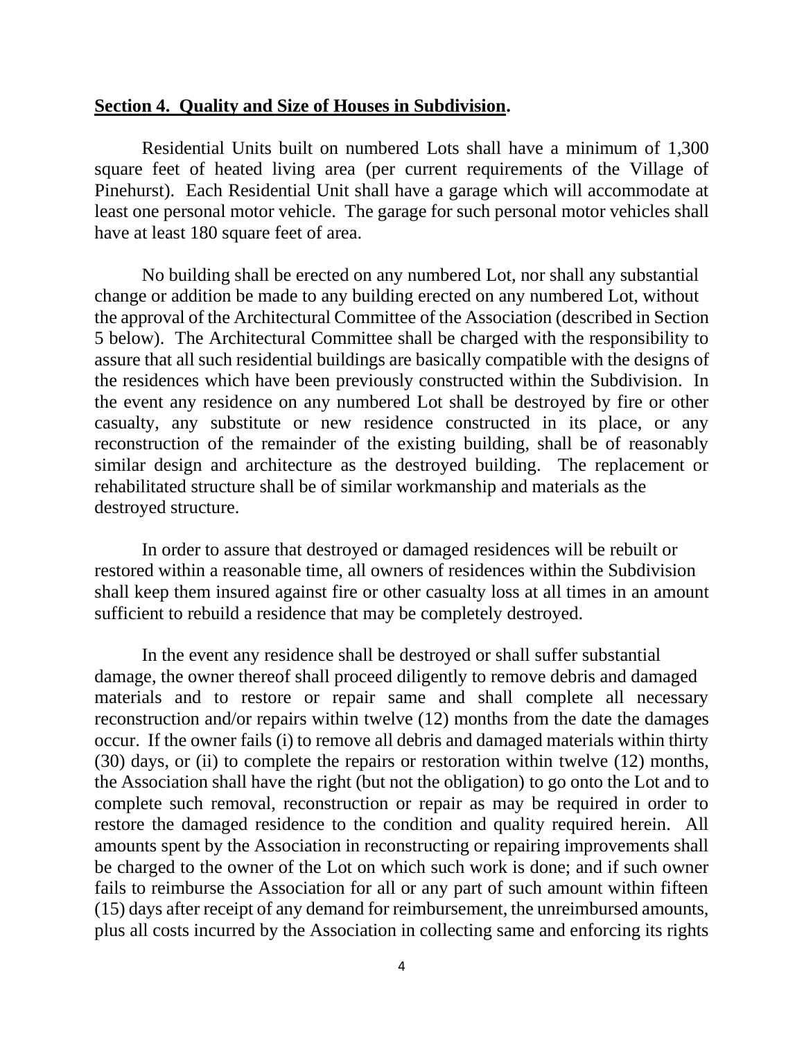**Section 4. Quality and Size of Houses in Subdivision.**

Residential Units built on numbered Lots shall have a minimum of 1,300 square feet of heated living area (per current requirements of the Village of Pinehurst). Each Residential Unit shall have a garage which will accommodate at least one personal motor vehicle. The garage for such personal motor vehicles shall have at least 180 square feet of area.

No building shall be erected on any numbered Lot, nor shall any substantial change or addition be made to any building erected on any numbered Lot, without the approval of the Architectural Committee of the Association (described in Section 5 below). The Architectural Committee shall be charged with the responsibility to assure that all such residential buildings are basically compatible with the designs of the residences which have been previously constructed within the Subdivision. In the event any residence on any numbered Lot shall be destroyed by fire or other casualty, any substitute or new residence constructed in its place, or any reconstruction of the remainder of the existing building, shall be of reasonably similar design and architecture as the destroyed building. The replacement or rehabilitated structure shall be of similar workmanship and materials as the destroyed structure.

In order to assure that destroyed or damaged residences will be rebuilt or restored within a reasonable time, all owners of residences within the Subdivision shall keep them insured against fire or other casualty loss at all times in an amount sufficient to rebuild a residence that may be completely destroyed.

In the event any residence shall be destroyed or shall suffer substantial damage, the owner thereof shall proceed diligently to remove debris and damaged materials and to restore or repair same and shall complete all necessary reconstruction and/or repairs within twelve (12) months from the date the damages occur. If the owner fails (i) to remove all debris and damaged materials within thirty (30) days, or (ii) to complete the repairs or restoration within twelve (12) months, the Association shall have the right (but not the obligation) to go onto the Lot and to complete such removal, reconstruction or repair as may be required in order to restore the damaged residence to the condition and quality required herein. All amounts spent by the Association in reconstructing or repairing improvements shall be charged to the owner of the Lot on which such work is done; and if such owner fails to reimburse the Association for all or any part of such amount within fifteen (15) days after receipt of any demand for reimbursement, the unreimbursed amounts, plus all costs incurred by the Association in collecting same and enforcing its rights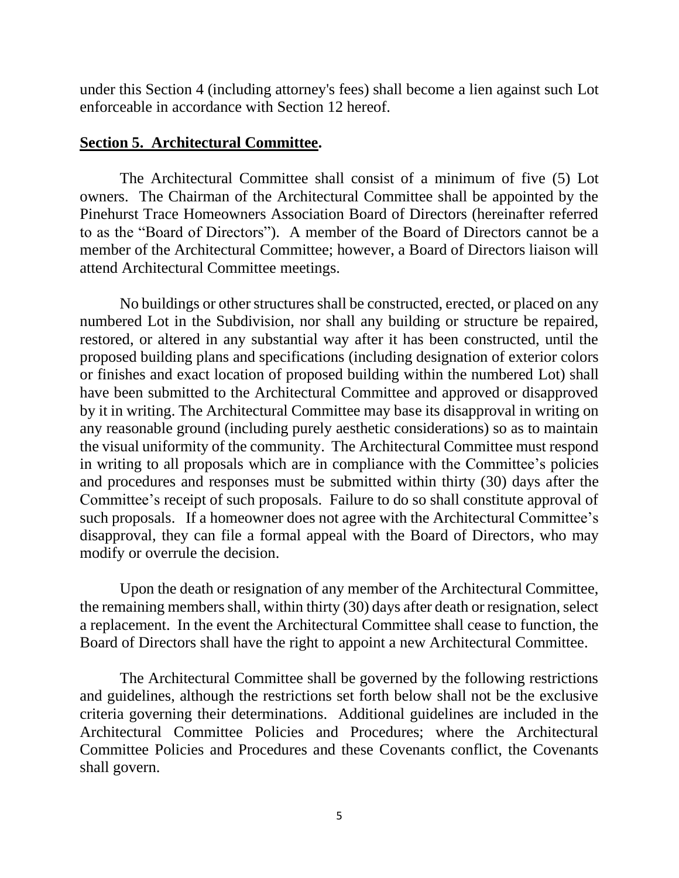under this Section 4 (including attorney's fees) shall become a lien against such Lot enforceable in accordance with Section 12 hereof.

## Section 5. Architectural Committee.

The Architectural Committee shall consist of a minimum of five (5) Lot owners. The Chairman of the Architectural Committee shall be appointed by the Pinehurst Trace Homeowners Association Board of Directors (hereinafter referred to as the "Board of Directors"). A member of the Board of Directors cannot be a member of the Architectural Committee; however, a Board of Directors liaison will attend Architectural Committee meetings.

No buildings or other structures shall be constructed, erected, or placed on any numbered Lot in the Subdivision, nor shall any building or structure be repaired, restored, or altered in any substantial way after it has been constructed, until the proposed building plans and specifications (including designation of exterior colors or finishes and exact location of proposed building within the numbered Lot) shall have been submitted to the Architectural Committee and approved or disapproved by it in writing. The Architectural Committee may base its disapproval in writing on any reasonable ground (including purely aesthetic considerations) so as to maintain the visual uniformity of the community. The Architectural Committee must respond in writing to all proposals which are in compliance with the Committee's policies and procedures and responses must be submitted within thirty (30) days after the Committee's receipt of such proposals. Failure to do so shall constitute approval of such proposals. If a homeowner does not agree with the Architectural Committee's disapproval, they can file a formal appeal with the Board of Directors, who may modify or overrule the decision.

Upon the death or resignation of any member of the Architectural Committee, the remaining members shall, within thirty (30) days after death or resignation, select a replacement. In the event the Architectural Committee shall cease to function, the Board of Directors shall have the right to appoint a new Architectural Committee.

The Architectural Committee shall be governed by the following restrictions and guidelines, although the restrictions set forth below shall not be the exclusive criteria governing their determinations. Additional guidelines are included in the Architectural Committee Policies and Procedures; where the Architectural Committee Policies and Procedures and these Covenants conflict, the Covenants shall govern.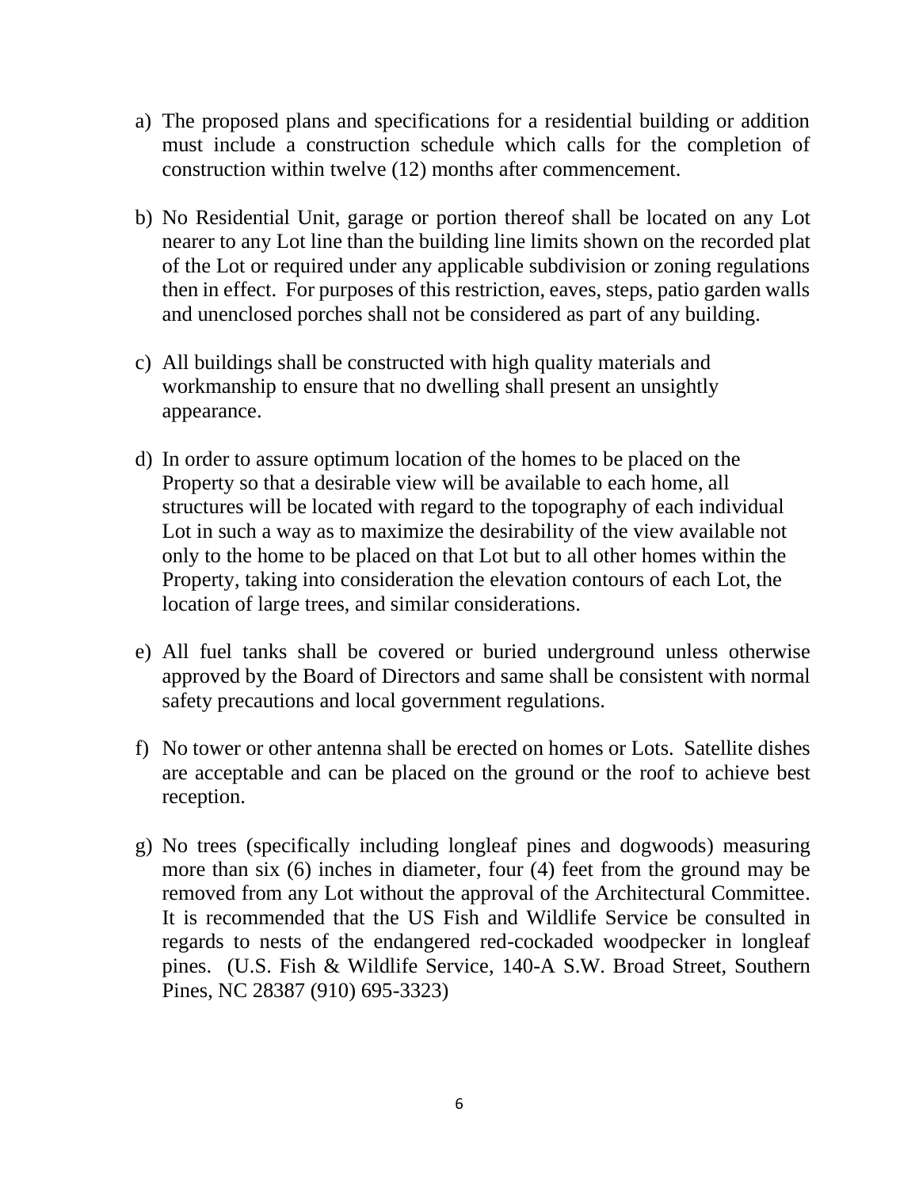a) The proposed plans and specifications for a residential building or addition must include a construction schedule which calls for the completion of construction within twelve (12) months after commencement.

b) No Residential Unit, garage or portion thereof shall be located on any Lot nearer to any Lot line than the building line limits shown on the recorded plat of the Lot or required under any applicable subdivision or zoning regulations then in effect. For purposes of this restriction, eaves, steps, patio garden walls and unenclosed porches shall not be considered as part of any building.

c) All buildings shall be constructed with high quality materials and workmanship to ensure that no dwelling shall present an unsightly appearance.

d) In order to assure optimum location of the homes to be placed on the Property so that a desirable view will be available to each home, all structures will be located with regard to the topography of each individual Lot in such a way as to maximize the desirability of the view available not only to the home to be placed on that Lot but to all other homes within the Property, taking into consideration the elevation contours of each Lot, the location of large trees, and similar considerations.

e) All fuel tanks shall be covered or buried underground unless otherwise approved by the Board of Directors and same shall be consistent with normal safety precautions and local government regulations.

f) No tower or other antenna shall be erected on homes or Lots. Satellite dishes are acceptable and can be placed on the ground or the roof to achieve best reception.

g) No trees (specifically including longleaf pines and dogwoods) measuring more than six (6) inches in diameter, four (4) feet from the ground may be removed from any Lot without the approval of the Architectural Committee. It is recommended that the US Fish and Wildlife Service be consulted in regards to nests of the endangered red-cockaded woodpecker in longleaf pines. (U.S. Fish & Wildlife Service, 140-A S.W. Broad Street, Southern Pines, NC 28387 (910) 695-3323)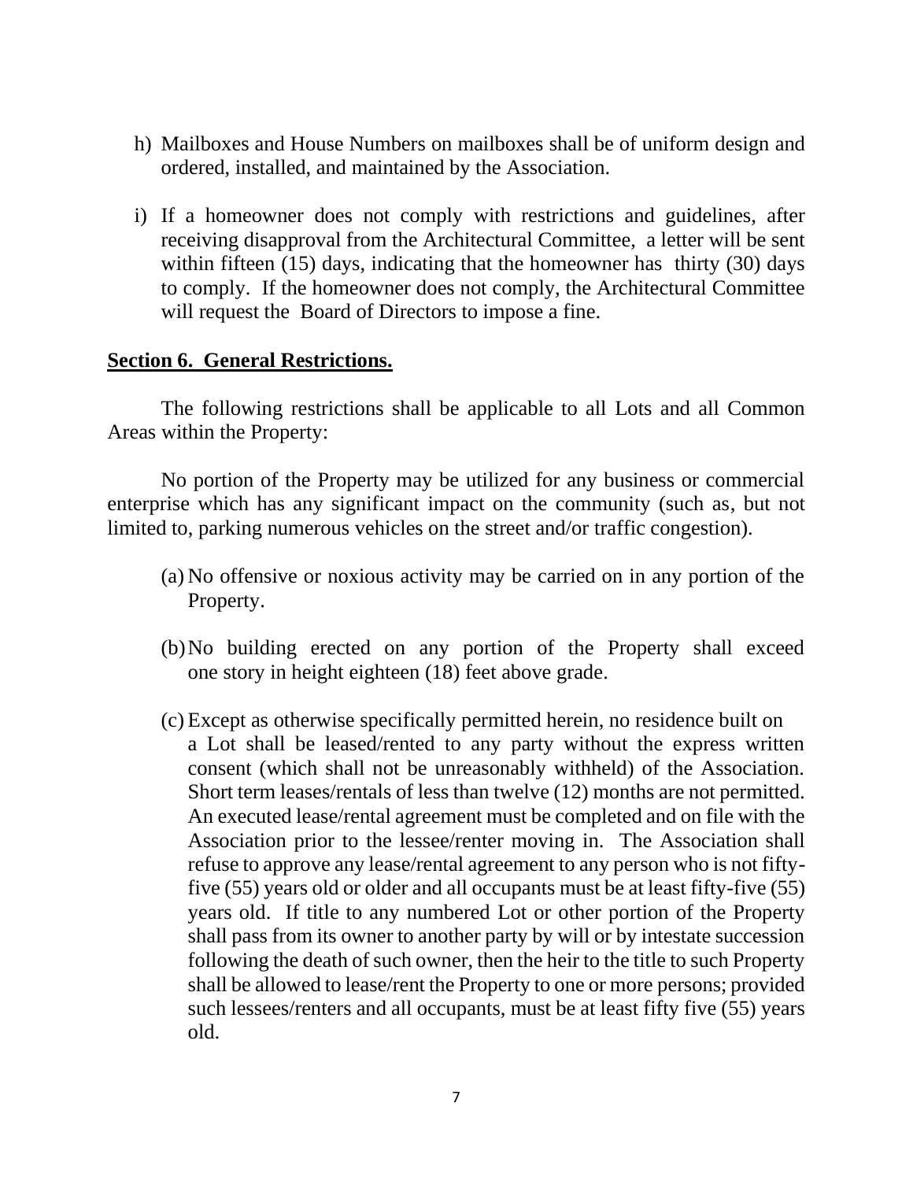h) Mailboxes and House Numbers on mailboxes shall be of uniform design and ordered, installed, and maintained by the Association.

i) If a homeowner does not comply with restrictions and guidelines, after receiving disapproval from the Architectural Committee, a letter will be sent within fifteen (15) days, indicating that the homeowner has thirty (30) days to comply. If the homeowner does not comply, the Architectural Committee will request the Board of Directors to impose a fine.

**Section 6. General Restrictions.**

The following restrictions shall be applicable to all Lots and all Common Areas within the Property:

No portion of the Property may be utilized for any business or commercial enterprise which has any significant impact on the community (such as, but not limited to, parking numerous vehicles on the street and/or traffic congestion).

(a) No offensive or noxious activity may be carried on in any portion of the Property.

(b) No building erected on any portion of the Property shall exceed one story in height eighteen (18) feet above grade.

(c) Except as otherwise specifically permitted herein, no residence built on a Lot shall be leased/rented to any party without the express written consent (which shall not be unreasonably withheld) of the Association. Short term leases/rentals of less than twelve (12) months are not permitted. An executed lease/rental agreement must be completed and on file with the Association prior to the lessee/renter moving in. The Association shall refuse to approve any lease/rental agreement to any person who is not fifty-five (55) years old or older and all occupants must be at least fifty-five (55) years old. If title to any numbered Lot or other portion of the Property shall pass from its owner to another party by will or by intestate succession following the death of such owner, then the heir to the title to such Property shall be allowed to lease/rent the Property to one or more persons; provided such lessees/renters and all occupants, must be at least fifty five (55) years old.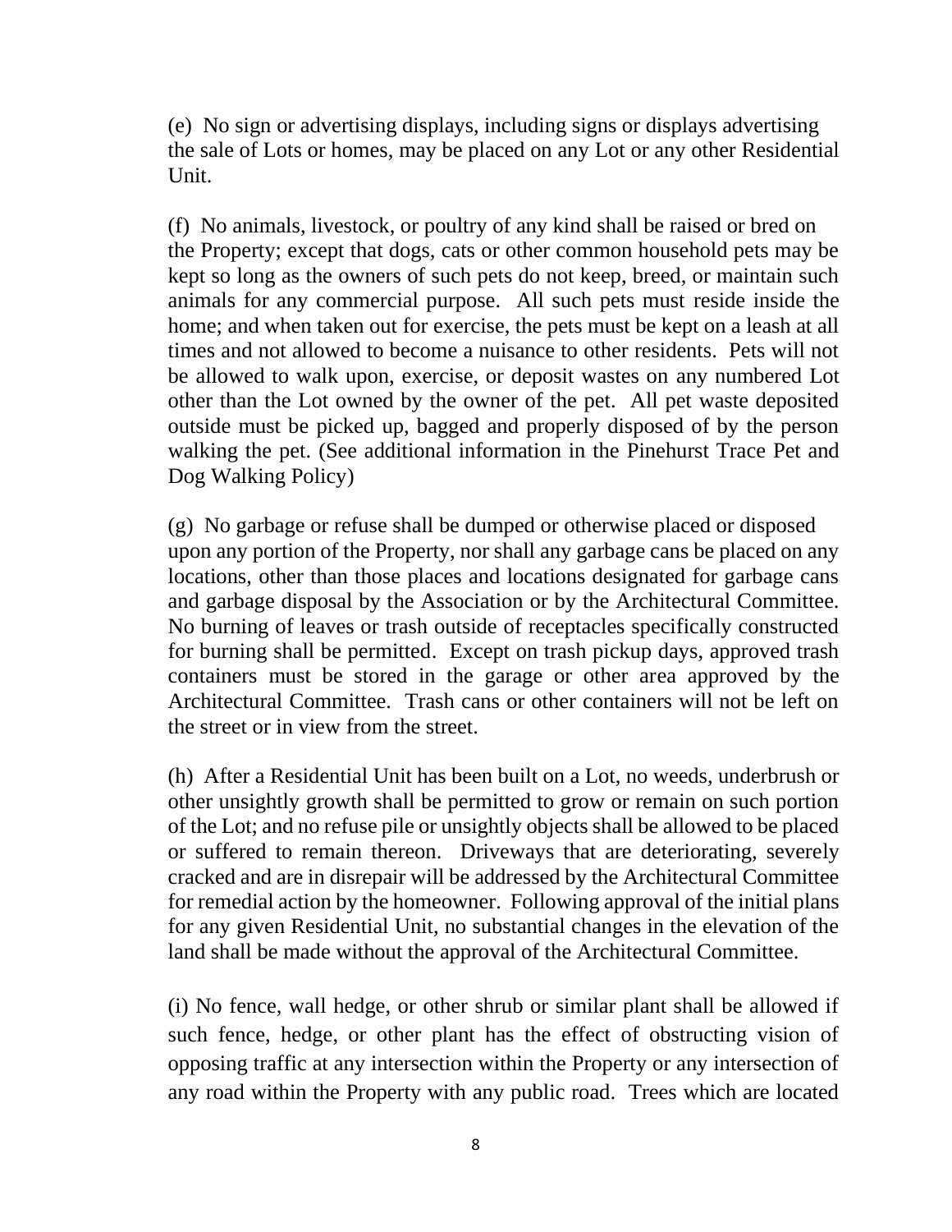(e) No sign or advertising displays, including signs or displays advertising the sale of Lots or homes, may be placed on any Lot or any other Residential Unit.

(f) No animals, livestock, or poultry of any kind shall be raised or bred on the Property; except that dogs, cats or other common household pets may be kept so long as the owners of such pets do not keep, breed, or maintain such animals for any commercial purpose. All such pets must reside inside the home; and when taken out for exercise, the pets must be kept on a leash at all times and not allowed to become a nuisance to other residents. Pets will not be allowed to walk upon, exercise, or deposit wastes on any numbered Lot other than the Lot owned by the owner of the pet. All pet waste deposited outside must be picked up, bagged and properly disposed of by the person walking the pet. (See additional information in the Pinehurst Trace Pet and Dog Walking Policy)

(g) No garbage or refuse shall be dumped or otherwise placed or disposed upon any portion of the Property, nor shall any garbage cans be placed on any locations, other than those places and locations designated for garbage cans and garbage disposal by the Association or by the Architectural Committee. No burning of leaves or trash outside of receptacles specifically constructed for burning shall be permitted. Except on trash pickup days, approved trash containers must be stored in the garage or other area approved by the Architectural Committee. Trash cans or other containers will not be left on the street or in view from the street.

(h) After a Residential Unit has been built on a Lot, no weeds, underbrush or other unsightly growth shall be permitted to grow or remain on such portion of the Lot; and no refuse pile or unsightly objects shall be allowed to be placed or suffered to remain thereon. Driveways that are deteriorating, severely cracked and are in disrepair will be addressed by the Architectural Committee for remedial action by the homeowner. Following approval of the initial plans for any given Residential Unit, no substantial changes in the elevation of the land shall be made without the approval of the Architectural Committee.

(i) No fence, wall hedge, or other shrub or similar plant shall be allowed if such fence, hedge, or other plant has the effect of obstructing vision of opposing traffic at any intersection within the Property or any intersection of any road within the Property with any public road. Trees which are located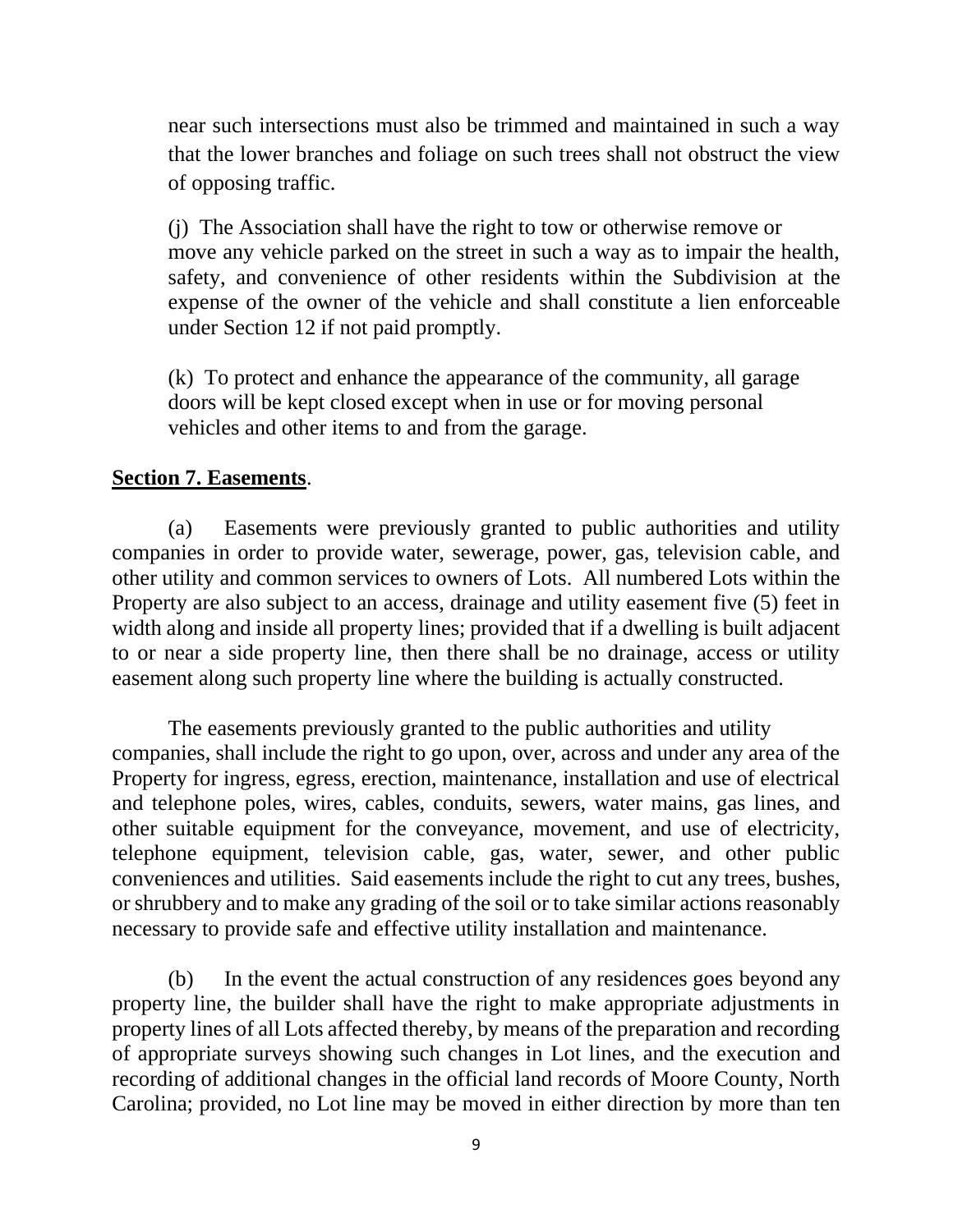near such intersections must also be trimmed and maintained in such a way that the lower branches and foliage on such trees shall not obstruct the view of opposing traffic.

(j) The Association shall have the right to tow or otherwise remove or move any vehicle parked on the street in such a way as to impair the health, safety, and convenience of other residents within the Subdivision at the expense of the owner of the vehicle and shall constitute a lien enforceable under Section 12 if not paid promptly.

(k) To protect and enhance the appearance of the community, all garage doors will be kept closed except when in use or for moving personal vehicles and other items to and from the garage.

**Section 7. Easements**.

(a) Easements were previously granted to public authorities and utility companies in order to provide water, sewerage, power, gas, television cable, and other utility and common services to owners of Lots. All numbered Lots within the Property are also subject to an access, drainage and utility easement five (5) feet in width along and inside all property lines; provided that if a dwelling is built adjacent to or near a side property line, then there shall be no drainage, access or utility easement along such property line where the building is actually constructed.

The easements previously granted to the public authorities and utility companies, shall include the right to go upon, over, across and under any area of the Property for ingress, egress, erection, maintenance, installation and use of electrical and telephone poles, wires, cables, conduits, sewers, water mains, gas lines, and other suitable equipment for the conveyance, movement, and use of electricity, telephone equipment, television cable, gas, water, sewer, and other public conveniences and utilities. Said easements include the right to cut any trees, bushes, or shrubbery and to make any grading of the soil or to take similar actions reasonably necessary to provide safe and effective utility installation and maintenance.

(b) In the event the actual construction of any residences goes beyond any property line, the builder shall have the right to make appropriate adjustments in property lines of all Lots affected thereby, by means of the preparation and recording of appropriate surveys showing such changes in Lot lines, and the execution and recording of additional changes in the official land records of Moore County, North Carolina; provided, no Lot line may be moved in either direction by more than ten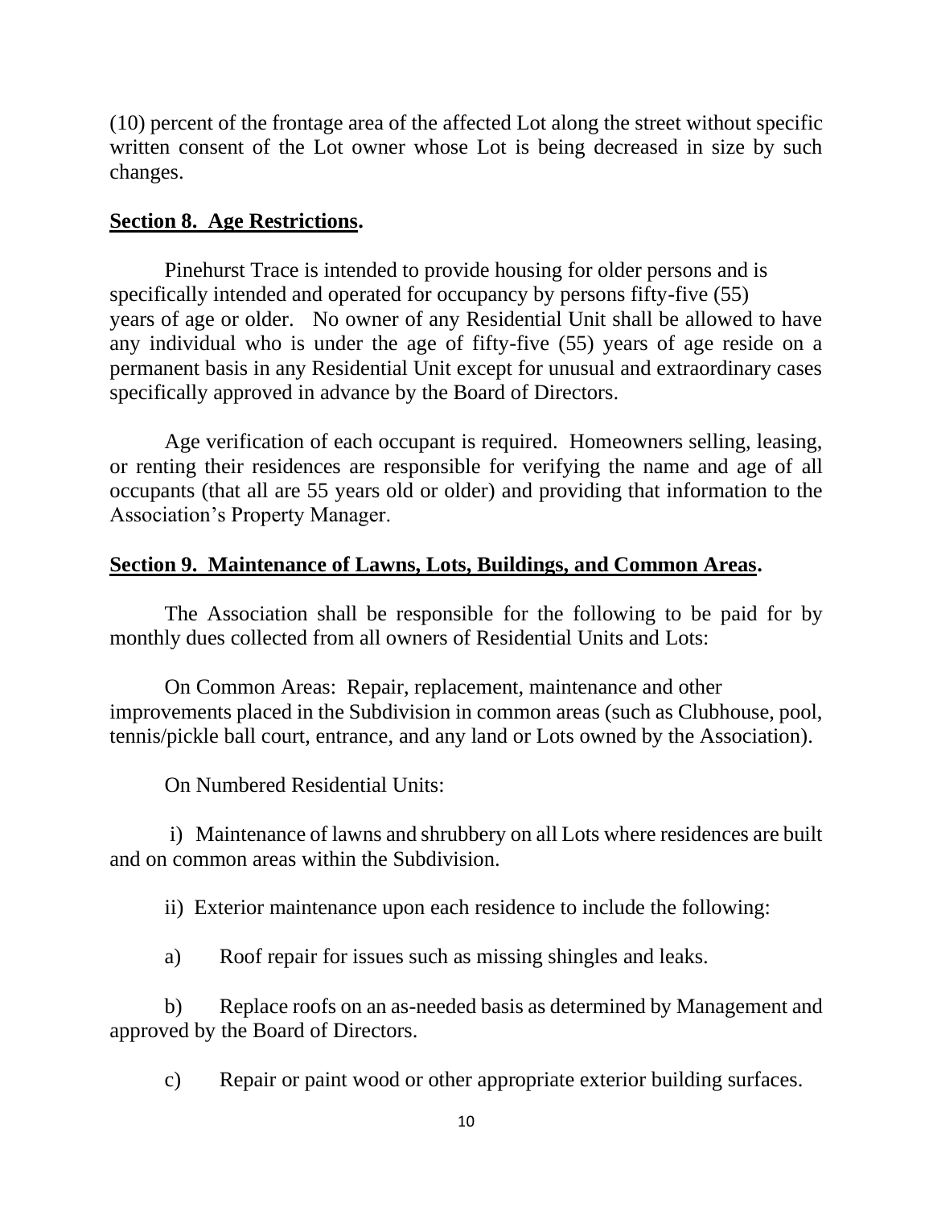(10) percent of the frontage area of the affected Lot along the street without specific written consent of the Lot owner whose Lot is being decreased in size by such changes.

**Section 8. Age Restrictions.**

Pinehurst Trace is intended to provide housing for older persons and is specifically intended and operated for occupancy by persons fifty-five (55) years of age or older. No owner of any Residential Unit shall be allowed to have any individual who is under the age of fifty-five (55) years of age reside on a permanent basis in any Residential Unit except for unusual and extraordinary cases specifically approved in advance by the Board of Directors.

Age verification of each occupant is required. Homeowners selling, leasing, or renting their residences are responsible for verifying the name and age of all occupants (that all are 55 years old or older) and providing that information to the Association's Property Manager.

**Section 9. Maintenance of Lawns, Lots, Buildings, and Common Areas.**

The Association shall be responsible for the following to be paid for by monthly dues collected from all owners of Residential Units and Lots:

On Common Areas: Repair, replacement, maintenance and other improvements placed in the Subdivision in common areas (such as Clubhouse, pool, tennis/pickle ball court, entrance, and any land or Lots owned by the Association).

On Numbered Residential Units:

i) Maintenance of lawns and shrubbery on all Lots where residences are built and on common areas within the Subdivision.

ii) Exterior maintenance upon each residence to include the following:

a) Roof repair for issues such as missing shingles and leaks.

b) Replace roofs on an as-needed basis as determined by Management and approved by the Board of Directors.

c) Repair or paint wood or other appropriate exterior building surfaces.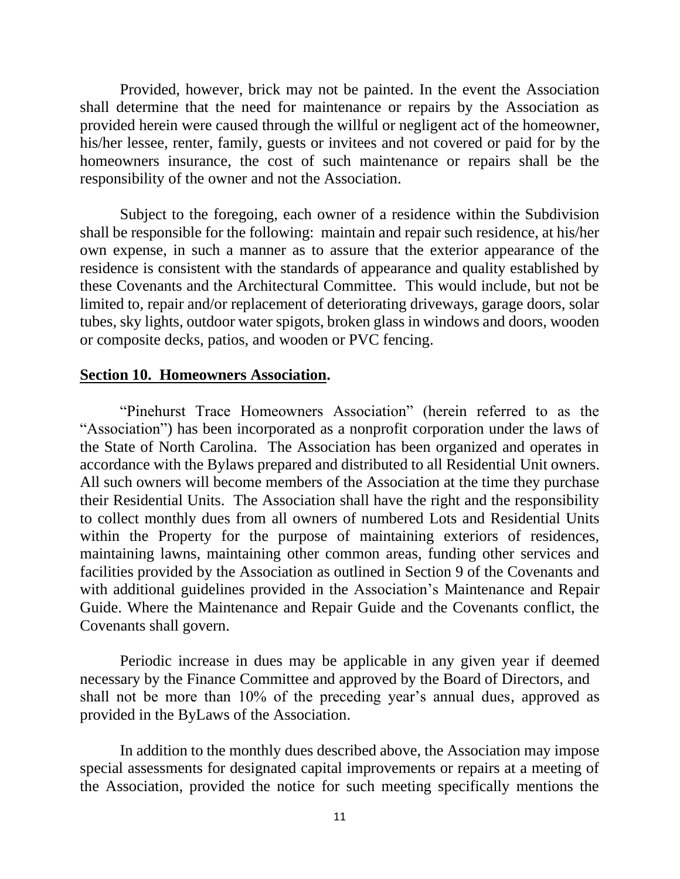Provided, however, brick may not be painted. In the event the Association shall determine that the need for maintenance or repairs by the Association as provided herein were caused through the willful or negligent act of the homeowner, his/her lessee, renter, family, guests or invitees and not covered or paid for by the homeowners insurance, the cost of such maintenance or repairs shall be the responsibility of the owner and not the Association.

Subject to the foregoing, each owner of a residence within the Subdivision shall be responsible for the following: maintain and repair such residence, at his/her own expense, in such a manner as to assure that the exterior appearance of the residence is consistent with the standards of appearance and quality established by these Covenants and the Architectural Committee. This would include, but not be limited to, repair and/or replacement of deteriorating driveways, garage doors, solar tubes, sky lights, outdoor water spigots, broken glass in windows and doors, wooden or composite decks, patios, and wooden or PVC fencing.

**Section 10. Homeowners Association.**

"Pinehurst Trace Homeowners Association" (herein referred to as the "Association") has been incorporated as a nonprofit corporation under the laws of the State of North Carolina. The Association has been organized and operates in accordance with the Bylaws prepared and distributed to all Residential Unit owners. All such owners will become members of the Association at the time they purchase their Residential Units. The Association shall have the right and the responsibility to collect monthly dues from all owners of numbered Lots and Residential Units within the Property for the purpose of maintaining exteriors of residences, maintaining lawns, maintaining other common areas, funding other services and facilities provided by the Association as outlined in Section 9 of the Covenants and with additional guidelines provided in the Association's Maintenance and Repair Guide. Where the Maintenance and Repair Guide and the Covenants conflict, the Covenants shall govern.

Periodic increase in dues may be applicable in any given year if deemed necessary by the Finance Committee and approved by the Board of Directors, and shall not be more than 10% of the preceding year's annual dues, approved as provided in the ByLaws of the Association.

In addition to the monthly dues described above, the Association may impose special assessments for designated capital improvements or repairs at a meeting of the Association, provided the notice for such meeting specifically mentions the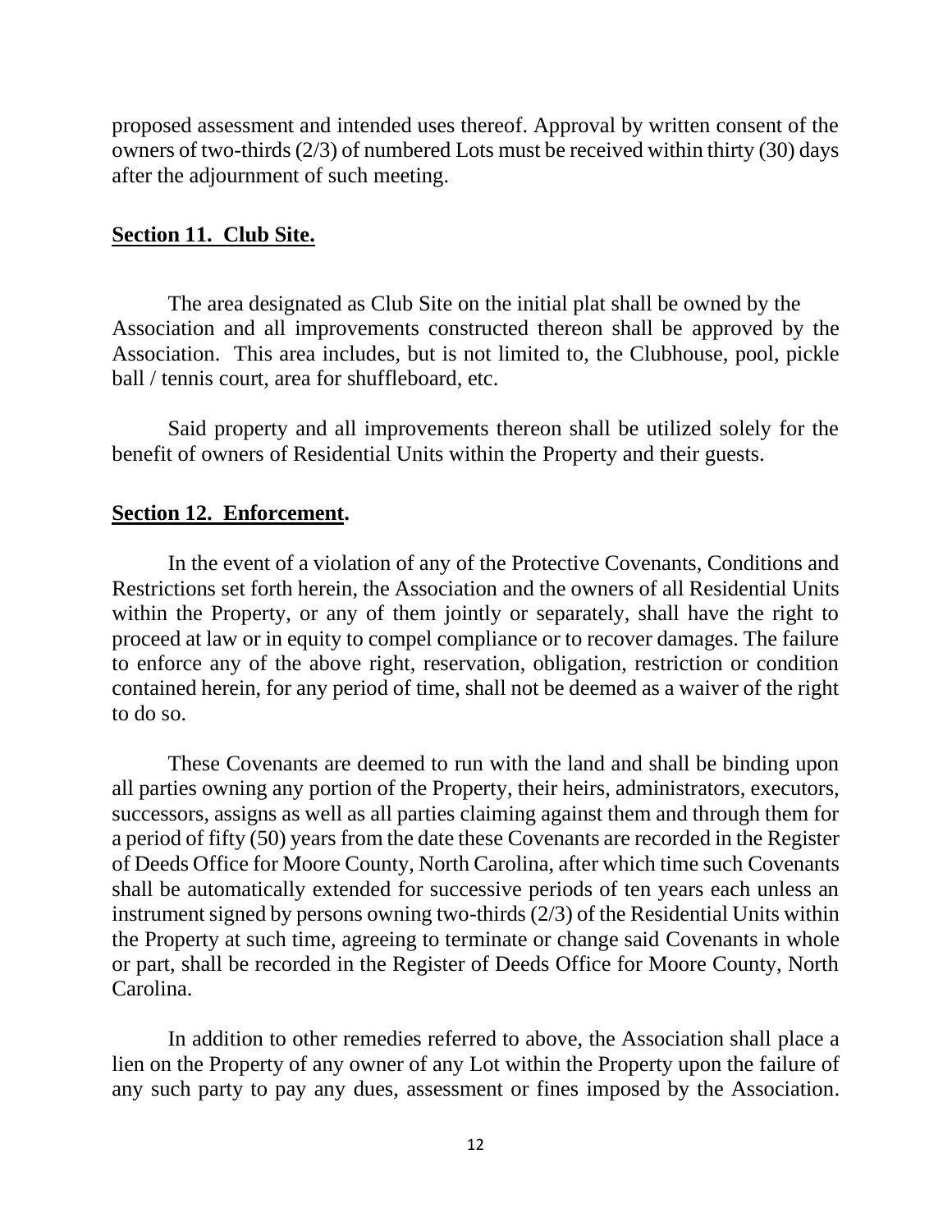proposed assessment and intended uses thereof. Approval by written consent of the owners of two-thirds (2/3) of numbered Lots must be received within thirty (30) days after the adjournment of such meeting.

**Section 11. Club Site.**

The area designated as Club Site on the initial plat shall be owned by the Association and all improvements constructed thereon shall be approved by the Association. This area includes, but is not limited to, the Clubhouse, pool, pickle ball / tennis court, area for shuffleboard, etc.

Said property and all improvements thereon shall be utilized solely for the benefit of owners of Residential Units within the Property and their guests.

**Section 12. Enforcement.**

In the event of a violation of any of the Protective Covenants, Conditions and Restrictions set forth herein, the Association and the owners of all Residential Units within the Property, or any of them jointly or separately, shall have the right to proceed at law or in equity to compel compliance or to recover damages. The failure to enforce any of the above right, reservation, obligation, restriction or condition contained herein, for any period of time, shall not be deemed as a waiver of the right to do so.

These Covenants are deemed to run with the land and shall be binding upon all parties owning any portion of the Property, their heirs, administrators, executors, successors, assigns as well as all parties claiming against them and through them for a period of fifty (50) years from the date these Covenants are recorded in the Register of Deeds Office for Moore County, North Carolina, after which time such Covenants shall be automatically extended for successive periods of ten years each unless an instrument signed by persons owning two-thirds (2/3) of the Residential Units within the Property at such time, agreeing to terminate or change said Covenants in whole or part, shall be recorded in the Register of Deeds Office for Moore County, North Carolina.

In addition to other remedies referred to above, the Association shall place a lien on the Property of any owner of any Lot within the Property upon the failure of any such party to pay any dues, assessment or fines imposed by the Association.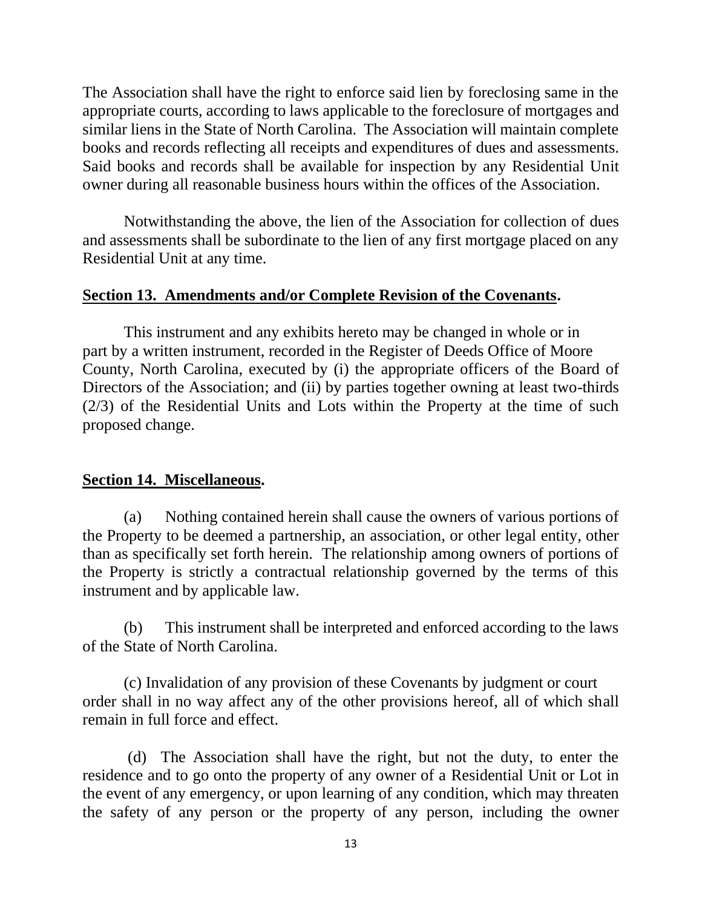The Association shall have the right to enforce said lien by foreclosing same in the appropriate courts, according to laws applicable to the foreclosure of mortgages and similar liens in the State of North Carolina. The Association will maintain complete books and records reflecting all receipts and expenditures of dues and assessments. Said books and records shall be available for inspection by any Residential Unit owner during all reasonable business hours within the offices of the Association.

Notwithstanding the above, the lien of the Association for collection of dues and assessments shall be subordinate to the lien of any first mortgage placed on any Residential Unit at any time.

**Section 13. Amendments and/or Complete Revision of the Covenants.**

This instrument and any exhibits hereto may be changed in whole or in part by a written instrument, recorded in the Register of Deeds Office of Moore County, North Carolina, executed by (i) the appropriate officers of the Board of Directors of the Association; and (ii) by parties together owning at least two-thirds (2/3) of the Residential Units and Lots within the Property at the time of such proposed change.

**Section 14. Miscellaneous.**

(a) Nothing contained herein shall cause the owners of various portions of the Property to be deemed a partnership, an association, or other legal entity, other than as specifically set forth herein. The relationship among owners of portions of the Property is strictly a contractual relationship governed by the terms of this instrument and by applicable law.

(b) This instrument shall be interpreted and enforced according to the laws of the State of North Carolina.

(c) Invalidation of any provision of these Covenants by judgment or court order shall in no way affect any of the other provisions hereof, all of which shall remain in full force and effect.

(d) The Association shall have the right, but not the duty, to enter the residence and to go onto the property of any owner of a Residential Unit or Lot in the event of any emergency, or upon learning of any condition, which may threaten the safety of any person or the property of any person, including the owner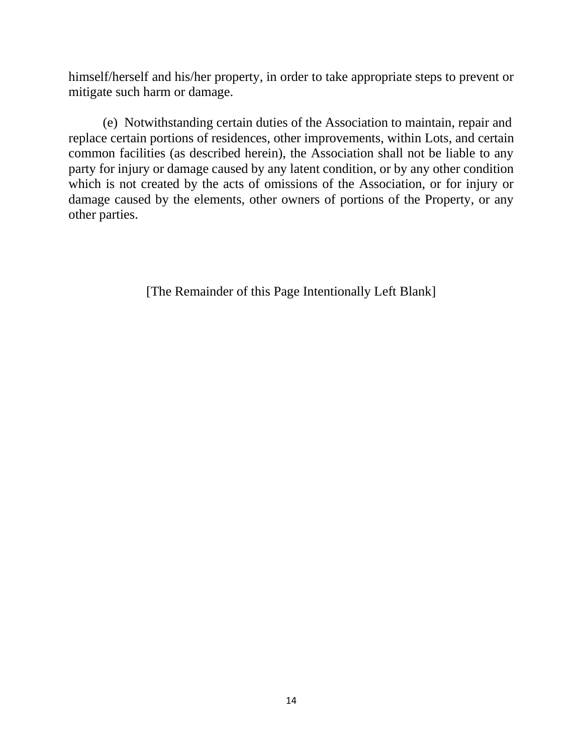himself/herself and his/her property, in order to take appropriate steps to prevent or mitigate such harm or damage.

(e) Notwithstanding certain duties of the Association to maintain, repair and replace certain portions of residences, other improvements, within Lots, and certain common facilities (as described herein), the Association shall not be liable to any party for injury or damage caused by any latent condition, or by any other condition which is not created by the acts of omissions of the Association, or for injury or damage caused by the elements, other owners of portions of the Property, or any other parties.

[The Remainder of this Page Intentionally Left Blank]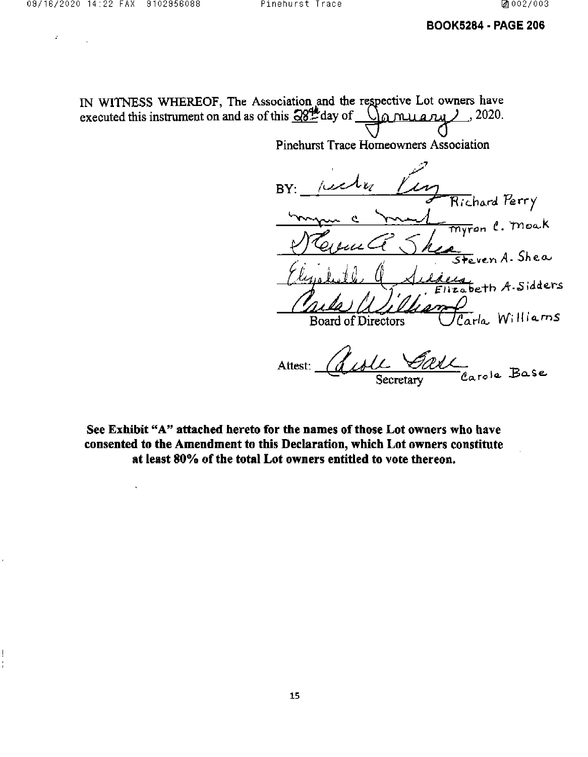IN WITNESS WHEREOF, The Association and the respective Lot owners have executed this instrument on and as of this 28th day of January, 2020.

Pinehurst Trace Homeowners Association

BY: _______________ Richard Perry

_______________ Myron C. Moak

_______________ Steven A. Shea

_______________ Elizabeth A. Sidders

_______________ Carla Williams

Board of Directors

Attest: _______________ Carole Base

Secretary

**See Exhibit "A" attached hereto for the names of those Lot owners who have consented to the Amendment to this Declaration, which Lot owners constitute at least 80% of the total Lot owners entitled to vote thereon.**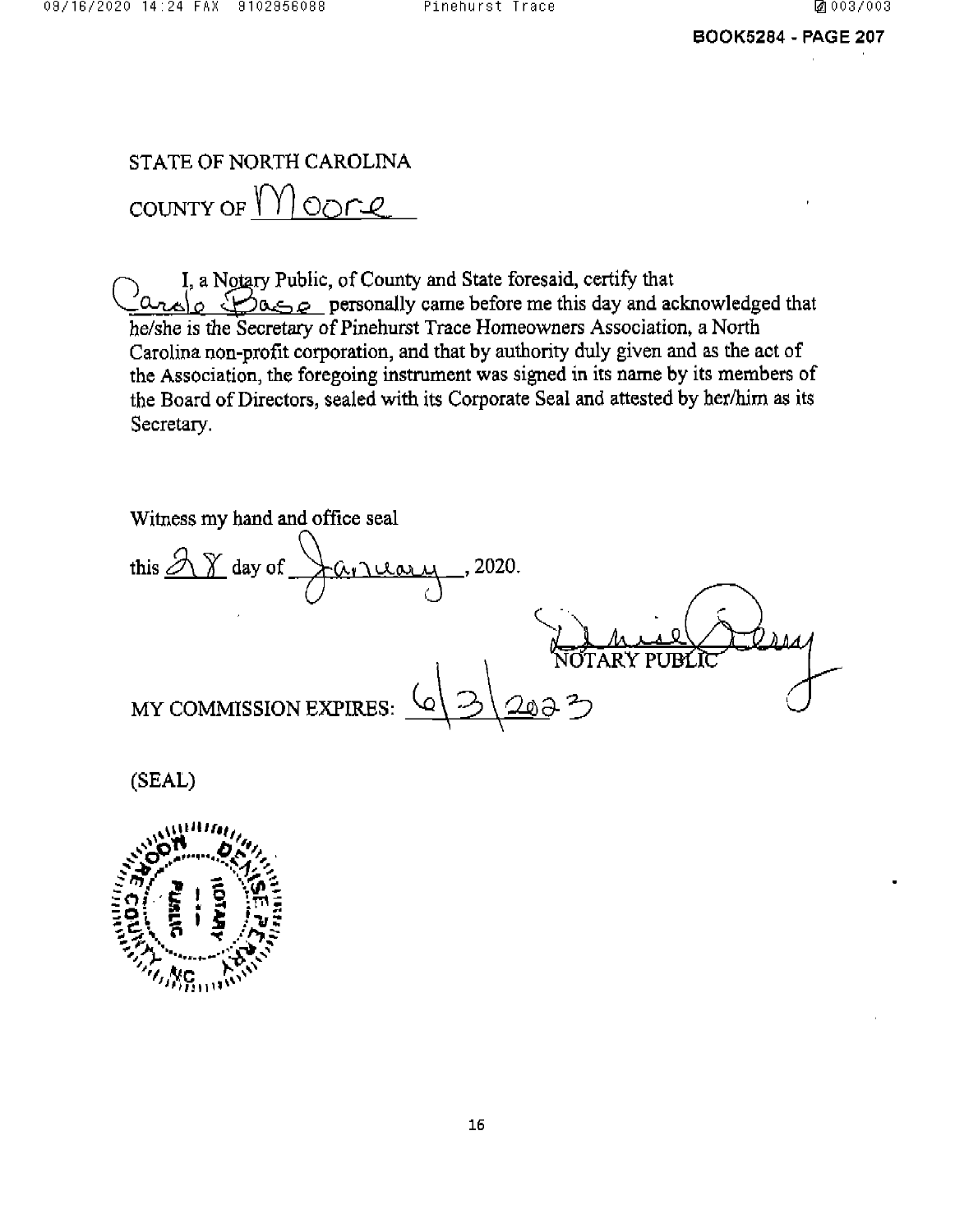STATE OF NORTH CAROLINA

COUNTY OF Moore

I, a Notary Public, of County and State foresaid, certify that Carole Base personally came before me this day and acknowledged that he/she is the Secretary of Pinehurst Trace Homeowners Association, a North Carolina non-profit corporation, and that by authority duly given and as the act of the Association, the foregoing instrument was signed in its name by its members of the Board of Directors, sealed with its Corporate Seal and attested by her/him as its Secretary.

Witness my hand and office seal

this 28 day of January, 2020.

NOTARY PUBLIC

MY COMMISSION EXPIRES: 6/3/2023

(SEAL)

MOORE COUNTY NC DENISE PERRY NOTARY PUBLIC